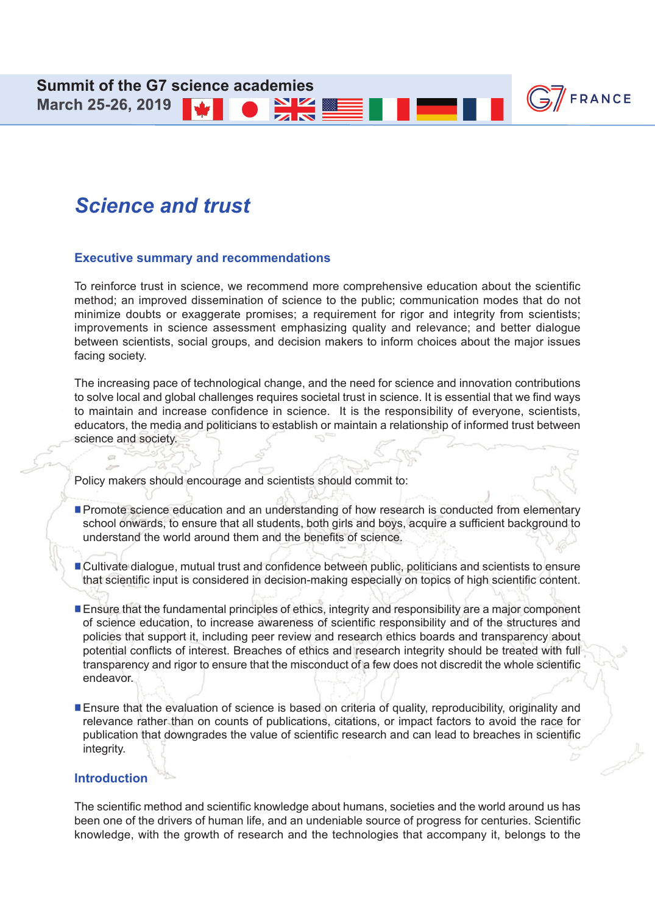**Summit of the G7 science academies**
**March 25-26, 2019**

G7 FRANCE

# *Science and trust*

## Executive summary and recommendations

To reinforce trust in science, we recommend more comprehensive education about the scientific method; an improved dissemination of science to the public; communication modes that do not minimize doubts or exaggerate promises; a requirement for rigor and integrity from scientists; improvements in science assessment emphasizing quality and relevance; and better dialogue between scientists, social groups, and decision makers to inform choices about the major issues facing society.

The increasing pace of technological change, and the need for science and innovation contributions to solve local and global challenges requires societal trust in science. It is essential that we find ways to maintain and increase confidence in science. It is the responsibility of everyone, scientists, educators, the media and politicians to establish or maintain a relationship of informed trust between science and society.

Policy makers should encourage and scientists should commit to:

- Promote science education and an understanding of how research is conducted from elementary school onwards, to ensure that all students, both girls and boys, acquire a sufficient background to understand the world around them and the benefits of science.

- Cultivate dialogue, mutual trust and confidence between public, politicians and scientists to ensure that scientific input is considered in decision-making especially on topics of high scientific content.

- Ensure that the fundamental principles of ethics, integrity and responsibility are a major component of science education, to increase awareness of scientific responsibility and of the structures and policies that support it, including peer review and research ethics boards and transparency about potential conflicts of interest. Breaches of ethics and research integrity should be treated with full transparency and rigor to ensure that the misconduct of a few does not discredit the whole scientific endeavor.

- Ensure that the evaluation of science is based on criteria of quality, reproducibility, originality and relevance rather than on counts of publications, citations, or impact factors to avoid the race for publication that downgrades the value of scientific research and can lead to breaches in scientific integrity.

## Introduction

The scientific method and scientific knowledge about humans, societies and the world around us has been one of the drivers of human life, and an undeniable source of progress for centuries. Scientific knowledge, with the growth of research and the technologies that accompany it, belongs to the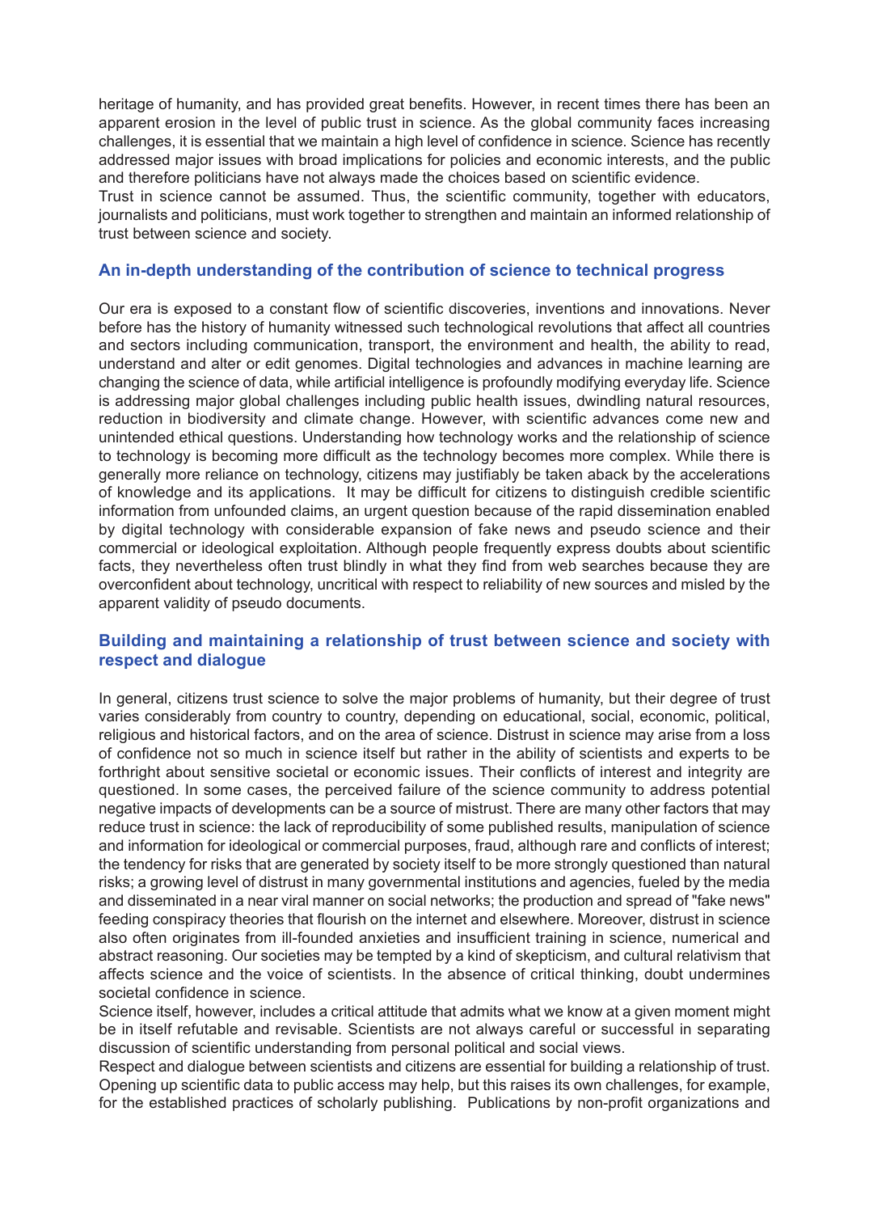heritage of humanity, and has provided great benefits. However, in recent times there has been an apparent erosion in the level of public trust in science. As the global community faces increasing challenges, it is essential that we maintain a high level of confidence in science. Science has recently addressed major issues with broad implications for policies and economic interests, and the public and therefore politicians have not always made the choices based on scientific evidence.

Trust in science cannot be assumed. Thus, the scientific community, together with educators, journalists and politicians, must work together to strengthen and maintain an informed relationship of trust between science and society.

## An in-depth understanding of the contribution of science to technical progress

Our era is exposed to a constant flow of scientific discoveries, inventions and innovations. Never before has the history of humanity witnessed such technological revolutions that affect all countries and sectors including communication, transport, the environment and health, the ability to read, understand and alter or edit genomes. Digital technologies and advances in machine learning are changing the science of data, while artificial intelligence is profoundly modifying everyday life. Science is addressing major global challenges including public health issues, dwindling natural resources, reduction in biodiversity and climate change. However, with scientific advances come new and unintended ethical questions. Understanding how technology works and the relationship of science to technology is becoming more difficult as the technology becomes more complex. While there is generally more reliance on technology, citizens may justifiably be taken aback by the accelerations of knowledge and its applications. It may be difficult for citizens to distinguish credible scientific information from unfounded claims, an urgent question because of the rapid dissemination enabled by digital technology with considerable expansion of fake news and pseudo science and their commercial or ideological exploitation. Although people frequently express doubts about scientific facts, they nevertheless often trust blindly in what they find from web searches because they are overconfident about technology, uncritical with respect to reliability of new sources and misled by the apparent validity of pseudo documents.

## Building and maintaining a relationship of trust between science and society with respect and dialogue

In general, citizens trust science to solve the major problems of humanity, but their degree of trust varies considerably from country to country, depending on educational, social, economic, political, religious and historical factors, and on the area of science. Distrust in science may arise from a loss of confidence not so much in science itself but rather in the ability of scientists and experts to be forthright about sensitive societal or economic issues. Their conflicts of interest and integrity are questioned. In some cases, the perceived failure of the science community to address potential negative impacts of developments can be a source of mistrust. There are many other factors that may reduce trust in science: the lack of reproducibility of some published results, manipulation of science and information for ideological or commercial purposes, fraud, although rare and conflicts of interest; the tendency for risks that are generated by society itself to be more strongly questioned than natural risks; a growing level of distrust in many governmental institutions and agencies, fueled by the media and disseminated in a near viral manner on social networks; the production and spread of "fake news" feeding conspiracy theories that flourish on the internet and elsewhere. Moreover, distrust in science also often originates from ill-founded anxieties and insufficient training in science, numerical and abstract reasoning. Our societies may be tempted by a kind of skepticism, and cultural relativism that affects science and the voice of scientists. In the absence of critical thinking, doubt undermines societal confidence in science.

Science itself, however, includes a critical attitude that admits what we know at a given moment might be in itself refutable and revisable. Scientists are not always careful or successful in separating discussion of scientific understanding from personal political and social views.

Respect and dialogue between scientists and citizens are essential for building a relationship of trust. Opening up scientific data to public access may help, but this raises its own challenges, for example, for the established practices of scholarly publishing. Publications by non-profit organizations and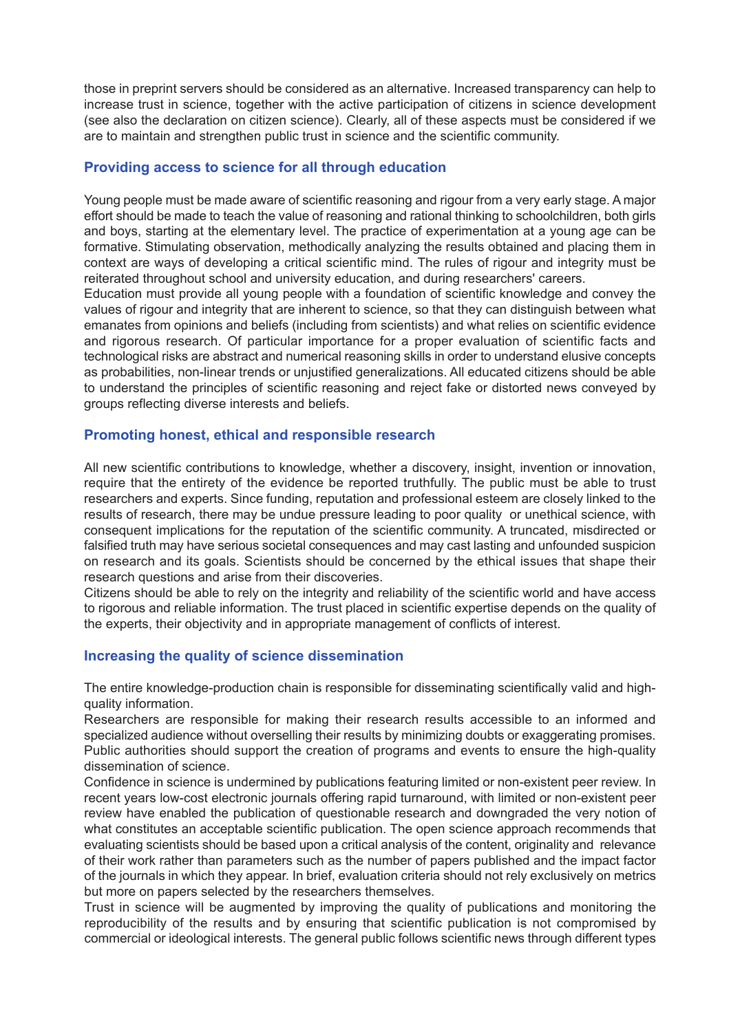those in preprint servers should be considered as an alternative. Increased transparency can help to increase trust in science, together with the active participation of citizens in science development (see also the declaration on citizen science). Clearly, all of these aspects must be considered if we are to maintain and strengthen public trust in science and the scientific community.

## Providing access to science for all through education

Young people must be made aware of scientific reasoning and rigour from a very early stage. A major effort should be made to teach the value of reasoning and rational thinking to schoolchildren, both girls and boys, starting at the elementary level. The practice of experimentation at a young age can be formative. Stimulating observation, methodically analyzing the results obtained and placing them in context are ways of developing a critical scientific mind. The rules of rigour and integrity must be reiterated throughout school and university education, and during researchers' careers.

Education must provide all young people with a foundation of scientific knowledge and convey the values of rigour and integrity that are inherent to science, so that they can distinguish between what emanates from opinions and beliefs (including from scientists) and what relies on scientific evidence and rigorous research. Of particular importance for a proper evaluation of scientific facts and technological risks are abstract and numerical reasoning skills in order to understand elusive concepts as probabilities, non-linear trends or unjustified generalizations. All educated citizens should be able to understand the principles of scientific reasoning and reject fake or distorted news conveyed by groups reflecting diverse interests and beliefs.

## Promoting honest, ethical and responsible research

All new scientific contributions to knowledge, whether a discovery, insight, invention or innovation, require that the entirety of the evidence be reported truthfully. The public must be able to trust researchers and experts. Since funding, reputation and professional esteem are closely linked to the results of research, there may be undue pressure leading to poor quality or unethical science, with consequent implications for the reputation of the scientific community. A truncated, misdirected or falsified truth may have serious societal consequences and may cast lasting and unfounded suspicion on research and its goals. Scientists should be concerned by the ethical issues that shape their research questions and arise from their discoveries.

Citizens should be able to rely on the integrity and reliability of the scientific world and have access to rigorous and reliable information. The trust placed in scientific expertise depends on the quality of the experts, their objectivity and in appropriate management of conflicts of interest.

## Increasing the quality of science dissemination

The entire knowledge-production chain is responsible for disseminating scientifically valid and high-quality information.

Researchers are responsible for making their research results accessible to an informed and specialized audience without overselling their results by minimizing doubts or exaggerating promises. Public authorities should support the creation of programs and events to ensure the high-quality dissemination of science.

Confidence in science is undermined by publications featuring limited or non-existent peer review. In recent years low-cost electronic journals offering rapid turnaround, with limited or non-existent peer review have enabled the publication of questionable research and downgraded the very notion of what constitutes an acceptable scientific publication. The open science approach recommends that evaluating scientists should be based upon a critical analysis of the content, originality and relevance of their work rather than parameters such as the number of papers published and the impact factor of the journals in which they appear. In brief, evaluation criteria should not rely exclusively on metrics but more on papers selected by the researchers themselves.

Trust in science will be augmented by improving the quality of publications and monitoring the reproducibility of the results and by ensuring that scientific publication is not compromised by commercial or ideological interests. The general public follows scientific news through different types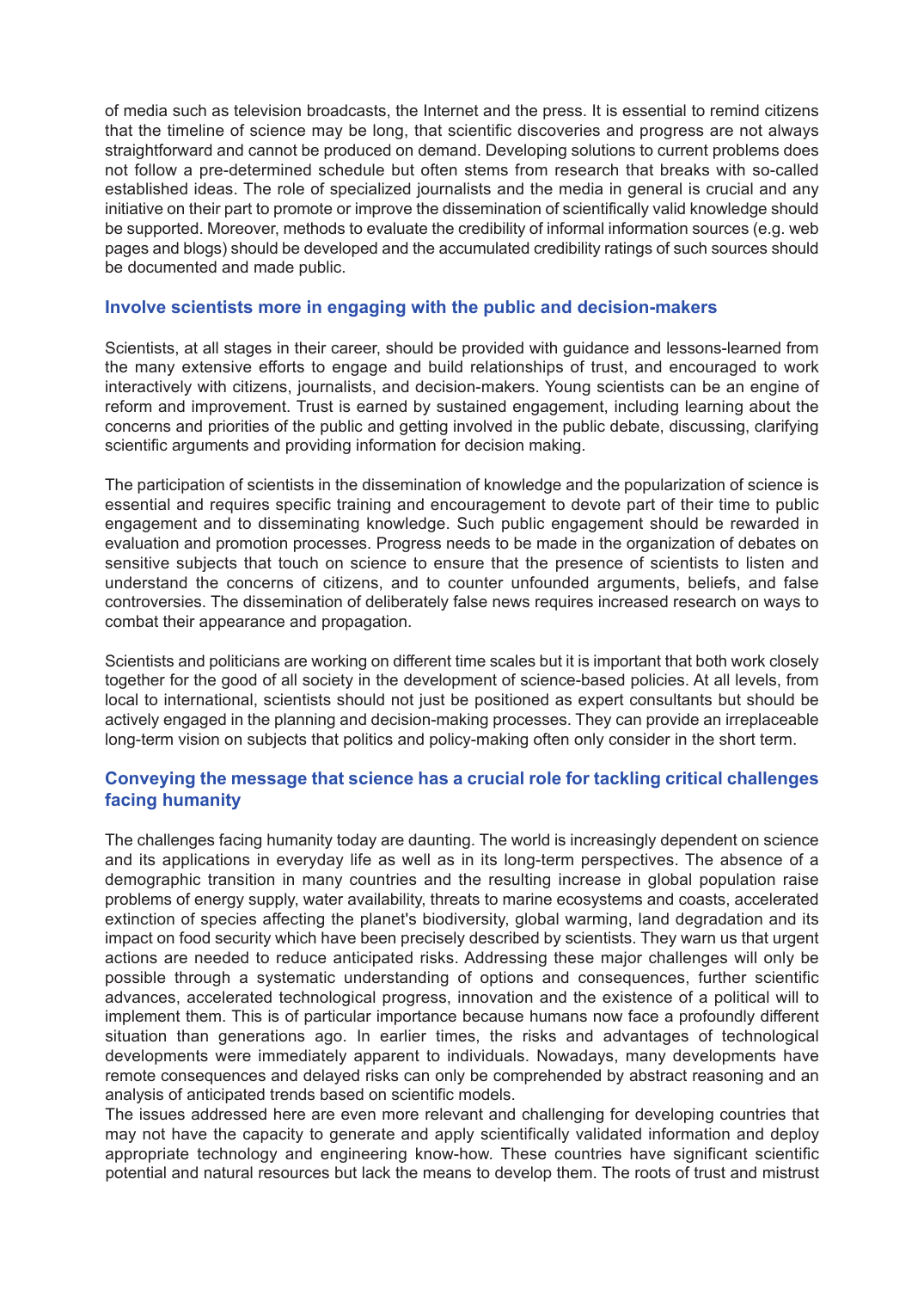of media such as television broadcasts, the Internet and the press. It is essential to remind citizens that the timeline of science may be long, that scientific discoveries and progress are not always straightforward and cannot be produced on demand. Developing solutions to current problems does not follow a pre-determined schedule but often stems from research that breaks with so-called established ideas. The role of specialized journalists and the media in general is crucial and any initiative on their part to promote or improve the dissemination of scientifically valid knowledge should be supported. Moreover, methods to evaluate the credibility of informal information sources (e.g. web pages and blogs) should be developed and the accumulated credibility ratings of such sources should be documented and made public.

## Involve scientists more in engaging with the public and decision-makers

Scientists, at all stages in their career, should be provided with guidance and lessons-learned from the many extensive efforts to engage and build relationships of trust, and encouraged to work interactively with citizens, journalists, and decision-makers. Young scientists can be an engine of reform and improvement. Trust is earned by sustained engagement, including learning about the concerns and priorities of the public and getting involved in the public debate, discussing, clarifying scientific arguments and providing information for decision making.

The participation of scientists in the dissemination of knowledge and the popularization of science is essential and requires specific training and encouragement to devote part of their time to public engagement and to disseminating knowledge. Such public engagement should be rewarded in evaluation and promotion processes. Progress needs to be made in the organization of debates on sensitive subjects that touch on science to ensure that the presence of scientists to listen and understand the concerns of citizens, and to counter unfounded arguments, beliefs, and false controversies. The dissemination of deliberately false news requires increased research on ways to combat their appearance and propagation.

Scientists and politicians are working on different time scales but it is important that both work closely together for the good of all society in the development of science-based policies. At all levels, from local to international, scientists should not just be positioned as expert consultants but should be actively engaged in the planning and decision-making processes. They can provide an irreplaceable long-term vision on subjects that politics and policy-making often only consider in the short term.

## Conveying the message that science has a crucial role for tackling critical challenges facing humanity

The challenges facing humanity today are daunting. The world is increasingly dependent on science and its applications in everyday life as well as in its long-term perspectives. The absence of a demographic transition in many countries and the resulting increase in global population raise problems of energy supply, water availability, threats to marine ecosystems and coasts, accelerated extinction of species affecting the planet's biodiversity, global warming, land degradation and its impact on food security which have been precisely described by scientists. They warn us that urgent actions are needed to reduce anticipated risks. Addressing these major challenges will only be possible through a systematic understanding of options and consequences, further scientific advances, accelerated technological progress, innovation and the existence of a political will to implement them. This is of particular importance because humans now face a profoundly different situation than generations ago. In earlier times, the risks and advantages of technological developments were immediately apparent to individuals. Nowadays, many developments have remote consequences and delayed risks can only be comprehended by abstract reasoning and an analysis of anticipated trends based on scientific models.
The issues addressed here are even more relevant and challenging for developing countries that may not have the capacity to generate and apply scientifically validated information and deploy appropriate technology and engineering know-how. These countries have significant scientific potential and natural resources but lack the means to develop them. The roots of trust and mistrust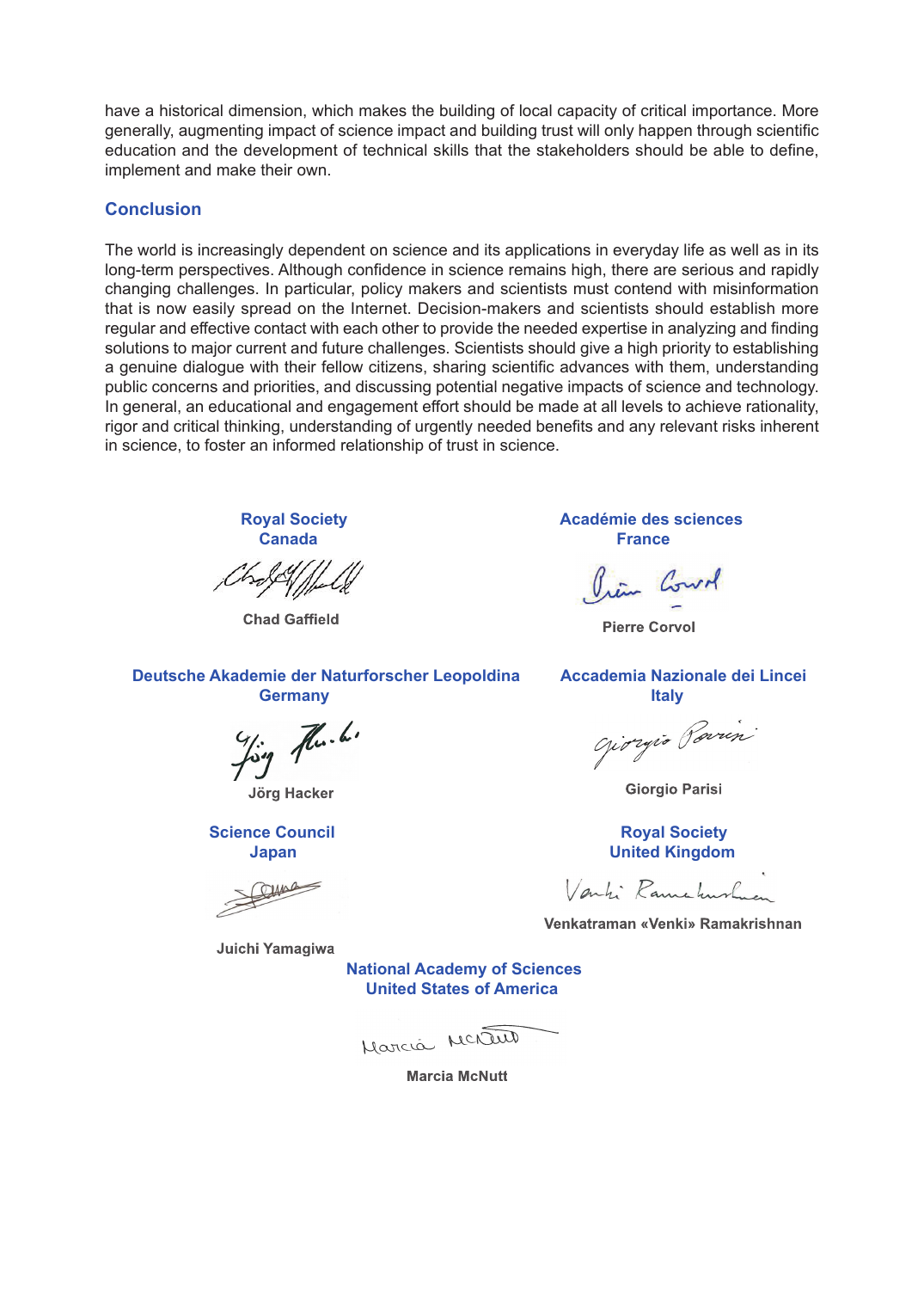have a historical dimension, which makes the building of local capacity of critical importance. More generally, augmenting impact of science impact and building trust will only happen through scientific education and the development of technical skills that the stakeholders should be able to define, implement and make their own.

## Conclusion

The world is increasingly dependent on science and its applications in everyday life as well as in its long-term perspectives. Although confidence in science remains high, there are serious and rapidly changing challenges. In particular, policy makers and scientists must contend with misinformation that is now easily spread on the Internet. Decision-makers and scientists should establish more regular and effective contact with each other to provide the needed expertise in analyzing and finding solutions to major current and future challenges. Scientists should give a high priority to establishing a genuine dialogue with their fellow citizens, sharing scientific advances with them, understanding public concerns and priorities, and discussing potential negative impacts of science and technology. In general, an educational and engagement effort should be made at all levels to achieve rationality, rigor and critical thinking, understanding of urgently needed benefits and any relevant risks inherent in science, to foster an informed relationship of trust in science.

**Royal Society**
**Canada**

Chad Gaffield

**Académie des sciences**
**France**

Pierre Corvol

**Deutsche Akademie der Naturforscher Leopoldina**
**Germany**

Jörg Hacker

**Accademia Nazionale dei Lincei**
**Italy**

Giorgio Parisi

**Science Council**
**Japan**

Juichi Yamagiwa

**Royal Society**
**United Kingdom**

Venkatraman «Venki» Ramakrishnan

**National Academy of Sciences**
**United States of America**

Marcia McNutt